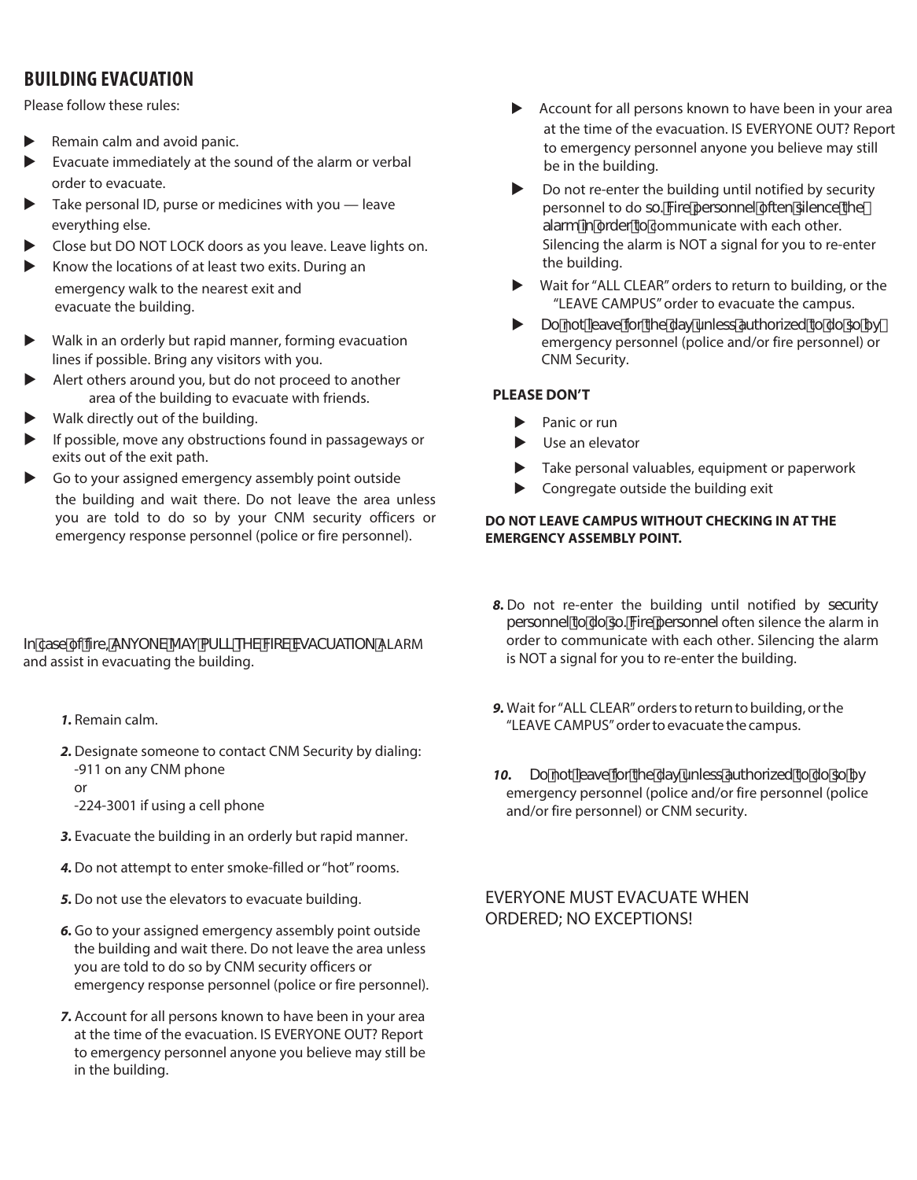## BUILDING EVACUATION

Please follow these rules:

- Remain calm and avoid panic.
- Evacuate immediately at the sound of the alarm or verbal order to evacuate.
- Take personal ID, purse or medicines with you — leave everything else.
- Close but DO NOT LOCK doors as you leave. Leave lights on.
- Know the locations of at least two exits. During an emergency walk to the nearest exit and evacuate the building.
- Walk in an orderly but rapid manner, forming evacuation lines if possible. Bring any visitors with you.
- Alert others around you, but do not proceed to another area of the building to evacuate with friends.
- Walk directly out of the building.
- If possible, move any obstructions found in passageways or exits out of the exit path.
- Go to your assigned emergency assembly point outside the building and wait there. Do not leave the area unless you are told to do so by your CNM security officers or emergency response personnel (police or fire personnel).
- Account for all persons known to have been in your area at the time of the evacuation. IS EVERYONE OUT? Report to emergency personnel anyone you believe may still be in the building.
- Do not re-enter the building until notified by security personnel to do so. Fire personnel often silence the alarm in order to communicate with each other. Silencing the alarm is NOT a signal for you to re-enter the building.
- Wait for "ALL CLEAR" orders to return to building, or the "LEAVE CAMPUS" order to evacuate the campus.
- Do not leave for the day unless authorized to do so by emergency personnel (police and/or fire personnel) or CNM Security.

**PLEASE DON'T**

- Panic or run
- Use an elevator
- Take personal valuables, equipment or paperwork
- Congregate outside the building exit

**DO NOT LEAVE CAMPUS WITHOUT CHECKING IN AT THE EMERGENCY ASSEMBLY POINT.**

In case of fire, ANYONE MAY PULL THE FIRE EVACUATION ALARM and assist in evacuating the building.

1. Remain calm.
2. Designate someone to contact CNM Security by dialing:
   -911 on any CNM phone
   or
   -224-3001 if using a cell phone
3. Evacuate the building in an orderly but rapid manner.
4. Do not attempt to enter smoke-filled or "hot" rooms.
5. Do not use the elevators to evacuate building.
6. Go to your assigned emergency assembly point outside the building and wait there. Do not leave the area unless you are told to do so by CNM security officers or emergency response personnel (police or fire personnel).
7. Account for all persons known to have been in your area at the time of the evacuation. IS EVERYONE OUT? Report to emergency personnel anyone you believe may still be in the building.
8. Do not re-enter the building until notified by security personnel to do so. Fire personnel often silence the alarm in order to communicate with each other. Silencing the alarm is NOT a signal for you to re-enter the building.
9. Wait for "ALL CLEAR" orders to return to building, or the "LEAVE CAMPUS" order to evacuate the campus.
10. Do not leave for the day unless authorized to do so by emergency personnel (police and/or fire personnel) (police and/or fire personnel) or CNM security.

EVERYONE MUST EVACUATE WHEN ORDERED; NO EXCEPTIONS!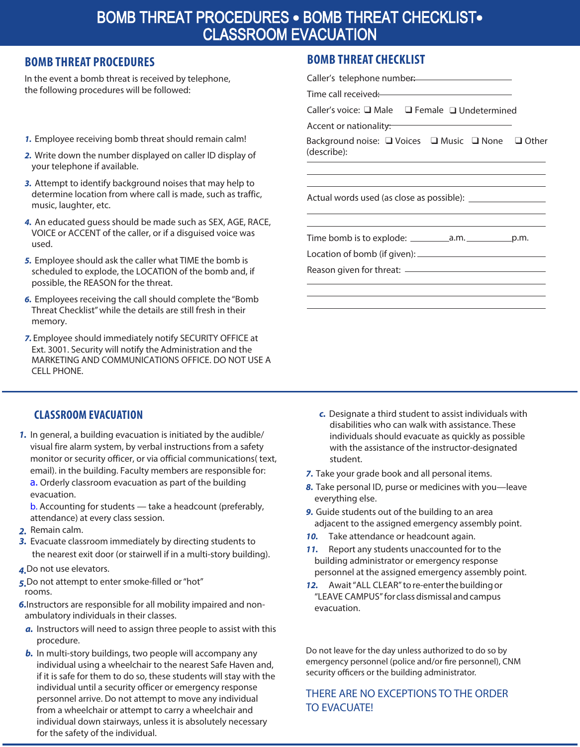# BOMB THREAT PROCEDURES • BOMB THREAT CHECKLIST• CLASSROOM EVACUATION

## BOMB THREAT PROCEDURES

In the event a bomb threat is received by telephone, the following procedures will be followed:

1. Employee receiving bomb threat should remain calm!
2. Write down the number displayed on caller ID display of your telephone if available.
3. Attempt to identify background noises that may help to determine location from where call is made, such as traffic, music, laughter, etc.
4. An educated guess should be made such as SEX, AGE, RACE, VOICE or ACCENT of the caller, or if a disguised voice was used.
5. Employee should ask the caller what TIME the bomb is scheduled to explode, the LOCATION of the bomb and, if possible, the REASON for the threat.
6. Employees receiving the call should complete the "Bomb Threat Checklist" while the details are still fresh in their memory.
7. Employee should immediately notify SECURITY OFFICE at Ext. 3001. Security will notify the Administration and the MARKETING AND COMMUNICATIONS OFFICE. DO NOT USE A CELL PHONE.

## BOMB THREAT CHECKLIST

Caller's telephone number: ______________________

Time call received: ______________________

Caller's voice: ❑ Male ❑ Female ❑ Undetermined

Accent or nationality: ______________________

Background noise: ❑ Voices ❑ Music ❑ None ❑ Other (describe):

______________________

______________________

______________________

Actual words used (as close as possible): ______________________

______________________

______________________

Time bomb is to explode: ________a.m.________p.m.

Location of bomb (if given): ______________________

Reason given for threat: ______________________

______________________

______________________

______________________

## CLASSROOM EVACUATION

1. In general, a building evacuation is initiated by the audible/visual fire alarm system, by verbal instructions from a safety monitor or security officer, or via official communications( text, email). in the building. Faculty members are responsible for:
   a. Orderly classroom evacuation as part of the building evacuation.
   b. Accounting for students — take a headcount (preferably, attendance) at every class session.
2. Remain calm.
3. Evacuate classroom immediately by directing students to the nearest exit door (or stairwell if in a multi-story building).
4. Do not use elevators.
5. Do not attempt to enter smoke-filled or "hot" rooms.
6. Instructors are responsible for all mobility impaired and non-ambulatory individuals in their classes.
   a. Instructors will need to assign three people to assist with this procedure.
   b. In multi-story buildings, two people will accompany any individual using a wheelchair to the nearest Safe Haven and, if it is safe for them to do so, these students will stay with the individual until a security officer or emergency response personnel arrive. Do not attempt to move any individual from a wheelchair or attempt to carry a wheelchair and individual down stairways, unless it is absolutely necessary for the safety of the individual.
   c. Designate a third student to assist individuals with disabilities who can walk with assistance. These individuals should evacuate as quickly as possible with the assistance of the instructor-designated student.
7. Take your grade book and all personal items.
8. Take personal ID, purse or medicines with you—leave everything else.
9. Guide students out of the building to an area adjacent to the assigned emergency assembly point.
10. Take attendance or headcount again.
11. Report any students unaccounted for to the building administrator or emergency response personnel at the assigned emergency assembly point.
12. Await "ALL CLEAR" to re-enter the building or "LEAVE CAMPUS" for class dismissal and campus evacuation.

Do not leave for the day unless authorized to do so by emergency personnel (police and/or fire personnel), CNM security officers or the building administrator.

THERE ARE NO EXCEPTIONS TO THE ORDER TO EVACUATE!